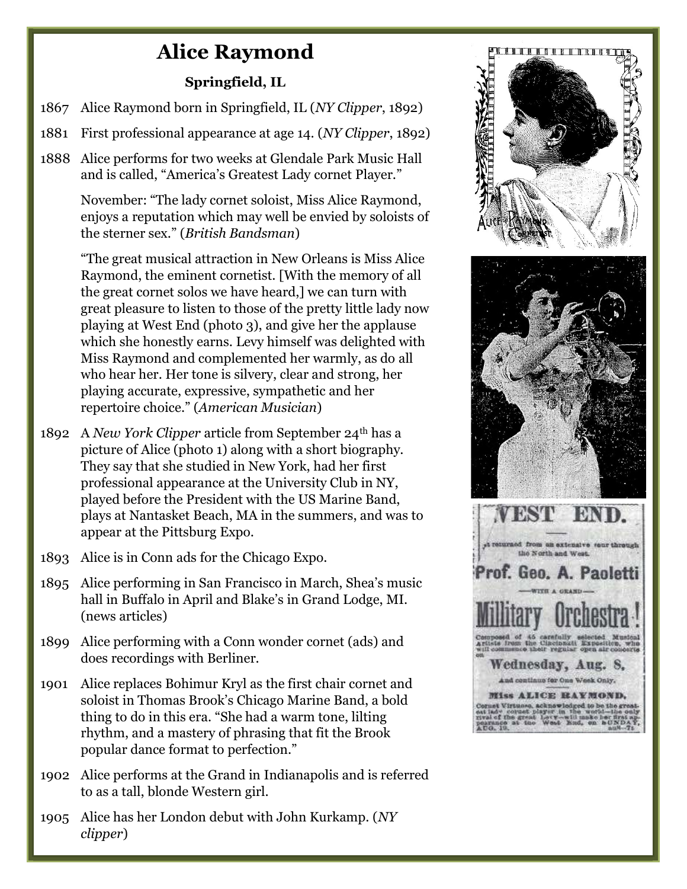# Alice Raymond

### Springfield, IL

1867 Alice Raymond born in Springfield, IL (*NY Clipper*, 1892)

1881 First professional appearance at age 14. (*NY Clipper*, 1892)

1888 Alice performs for two weeks at Glendale Park Music Hall and is called, "America's Greatest Lady cornet Player."

November: "The lady cornet soloist, Miss Alice Raymond, enjoys a reputation which may well be envied by soloists of the sterner sex." (*British Bandsman*)

"The great musical attraction in New Orleans is Miss Alice Raymond, the eminent cornetist. [With the memory of all the great cornet solos we have heard,] we can turn with great pleasure to listen to those of the pretty little lady now playing at West End (photo 3), and give her the applause which she honestly earns. Levy himself was delighted with Miss Raymond and complemented her warmly, as do all who hear her. Her tone is silvery, clear and strong, her playing accurate, expressive, sympathetic and her repertoire choice." (*American Musician*)

1892 A *New York Clipper* article from September 24th has a picture of Alice (photo 1) along with a short biography. They say that she studied in New York, had her first professional appearance at the University Club in NY, played before the President with the US Marine Band, plays at Nantasket Beach, MA in the summers, and was to appear at the Pittsburg Expo.

1893 Alice is in Conn ads for the Chicago Expo.

1895 Alice performing in San Francisco in March, Shea's music hall in Buffalo in April and Blake's in Grand Lodge, MI. (news articles)

1899 Alice performing with a Conn wonder cornet (ads) and does recordings with Berliner.

1901 Alice replaces Bohimur Kryl as the first chair cornet and soloist in Thomas Brook's Chicago Marine Band, a bold thing to do in this era. "She had a warm tone, lilting rhythm, and a mastery of phrasing that fit the Brook popular dance format to perfection."

1902 Alice performs at the Grand in Indianapolis and is referred to as a tall, blonde Western girl.

1905 Alice has her London debut with John Kurkamp. (*NY clipper*)

ALICE RAYMOND CORNETIST.

WEST END.

Just returned from an extensive tour through the North and West.

Prof. Geo. A. Paoletti

—WITH A GRAND—

Millitary Orchestra!

Composed of 45 carefully selected Musical Artists from the Cincinnati Exposition, who will commence their regular open air concerts on

Wednesday, Aug. 8,

And continue for One Week Only.

Miss ALICE RAYMOND,

Cornet Virtuoso, acknowledged to be the greatest lady cornet player in the world—the only rival of the great Levy—will make her first appearance at the West End, on SUNDAY, AUG. 19.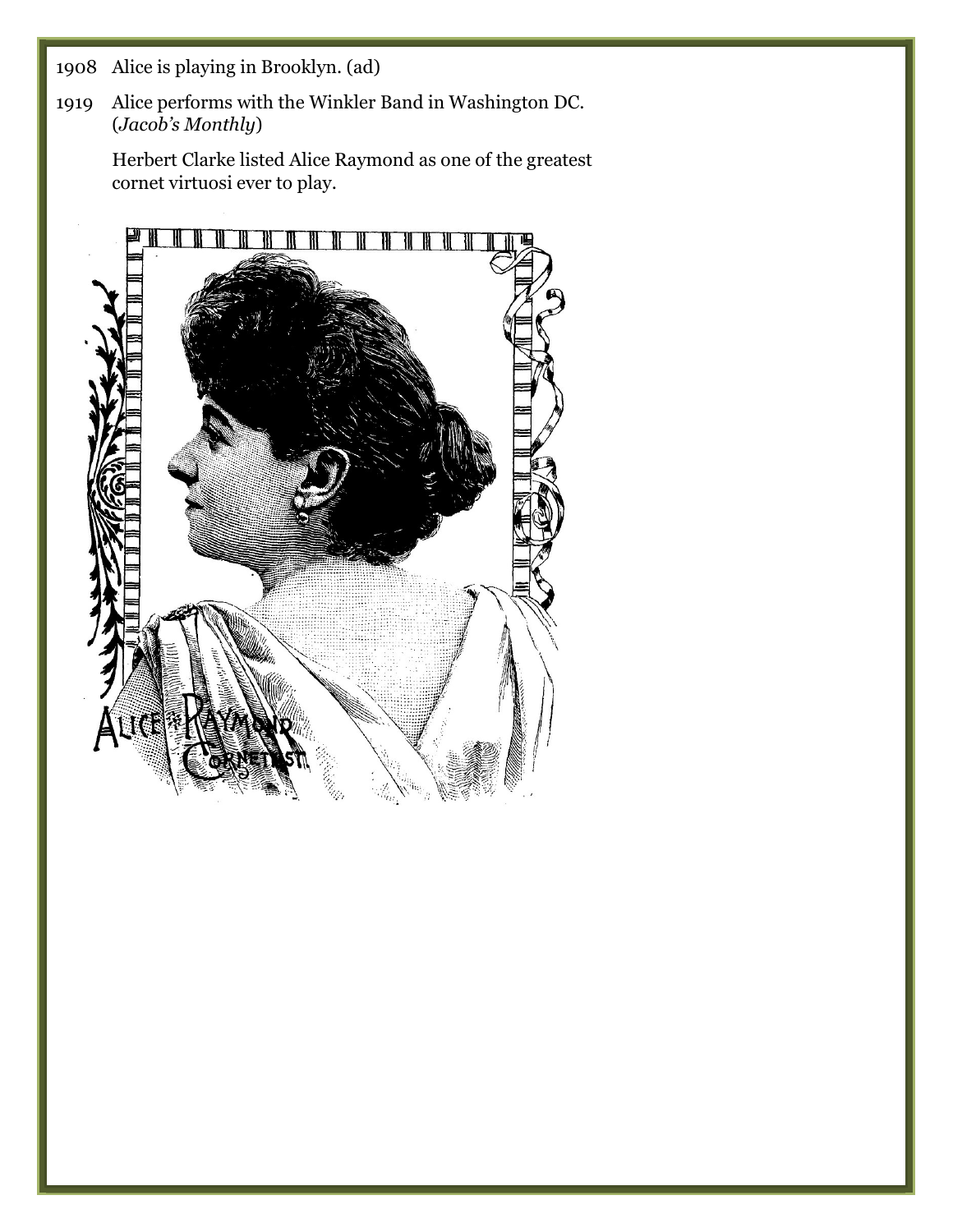1908 Alice is playing in Brooklyn. (ad)

1919 Alice performs with the Winkler Band in Washington DC. (*Jacob's Monthly*)

Herbert Clarke listed Alice Raymond as one of the greatest cornet virtuosi ever to play.